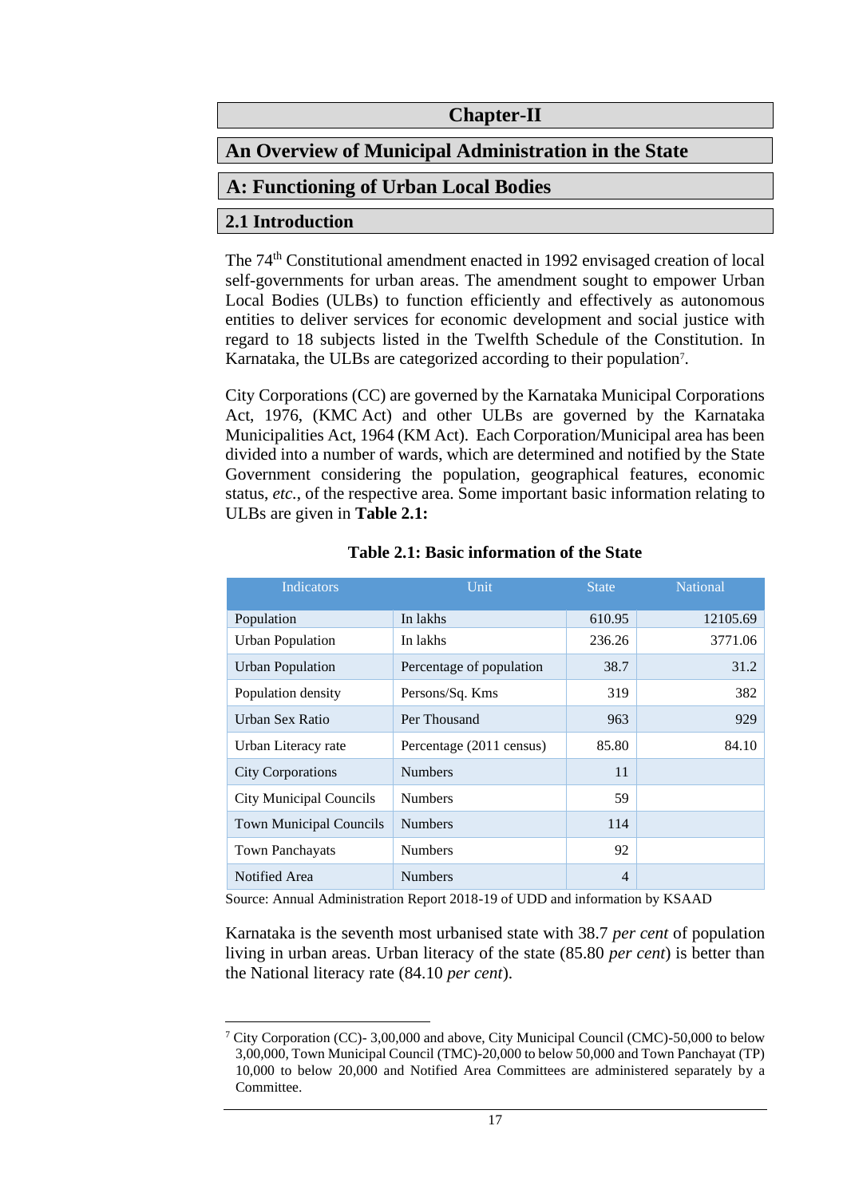# Chapter-II

# An Overview of Municipal Administration in the State

## A: Functioning of Urban Local Bodies

### 2.1 Introduction

The 74th Constitutional amendment enacted in 1992 envisaged creation of local self-governments for urban areas. The amendment sought to empower Urban Local Bodies (ULBs) to function efficiently and effectively as autonomous entities to deliver services for economic development and social justice with regard to 18 subjects listed in the Twelfth Schedule of the Constitution. In Karnataka, the ULBs are categorized according to their population[7].

City Corporations (CC) are governed by the Karnataka Municipal Corporations Act, 1976, (KMC Act) and other ULBs are governed by the Karnataka Municipalities Act, 1964 (KM Act). Each Corporation/Municipal area has been divided into a number of wards, which are determined and notified by the State Government considering the population, geographical features, economic status, *etc.*, of the respective area. Some important basic information relating to ULBs are given in **Table 2.1:**

**Table 2.1: Basic information of the State**

| Indicators | Unit | State | National |
|---|---|---|---|
| Population | In lakhs | 610.95 | 12105.69 |
| Urban Population | In lakhs | 236.26 | 3771.06 |
| Urban Population | Percentage of population | 38.7 | 31.2 |
| Population density | Persons/Sq. Kms | 319 | 382 |
| Urban Sex Ratio | Per Thousand | 963 | 929 |
| Urban Literacy rate | Percentage (2011 census) | 85.80 | 84.10 |
| City Corporations | Numbers | 11 | |
| City Municipal Councils | Numbers | 59 | |
| Town Municipal Councils | Numbers | 114 | |
| Town Panchayats | Numbers | 92 | |
| Notified Area | Numbers | 4 | |

Source: Annual Administration Report 2018-19 of UDD and information by KSAAD

Karnataka is the seventh most urbanised state with 38.7 *per cent* of population living in urban areas. Urban literacy of the state (85.80 *per cent*) is better than the National literacy rate (84.10 *per cent*).

---

[7] City Corporation (CC)- 3,00,000 and above, City Municipal Council (CMC)-50,000 to below 3,00,000, Town Municipal Council (TMC)-20,000 to below 50,000 and Town Panchayat (TP) 10,000 to below 20,000 and Notified Area Committees are administered separately by a Committee.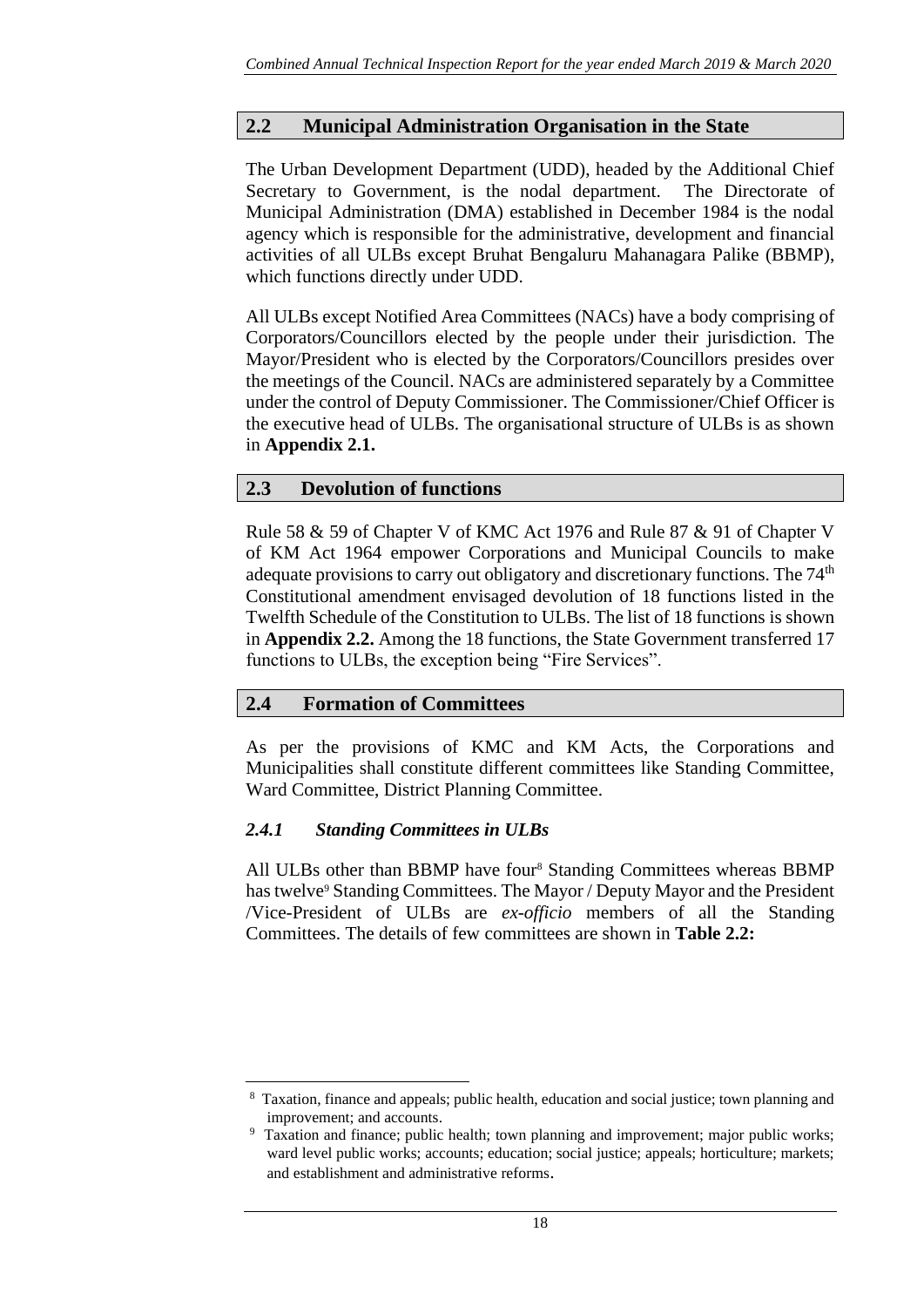## 2.2 Municipal Administration Organisation in the State

The Urban Development Department (UDD), headed by the Additional Chief Secretary to Government, is the nodal department. The Directorate of Municipal Administration (DMA) established in December 1984 is the nodal agency which is responsible for the administrative, development and financial activities of all ULBs except Bruhat Bengaluru Mahanagara Palike (BBMP), which functions directly under UDD.

All ULBs except Notified Area Committees (NACs) have a body comprising of Corporators/Councillors elected by the people under their jurisdiction. The Mayor/President who is elected by the Corporators/Councillors presides over the meetings of the Council. NACs are administered separately by a Committee under the control of Deputy Commissioner. The Commissioner/Chief Officer is the executive head of ULBs. The organisational structure of ULBs is as shown in **Appendix 2.1.**

## 2.3 Devolution of functions

Rule 58 & 59 of Chapter V of KMC Act 1976 and Rule 87 & 91 of Chapter V of KM Act 1964 empower Corporations and Municipal Councils to make adequate provisions to carry out obligatory and discretionary functions. The 74th Constitutional amendment envisaged devolution of 18 functions listed in the Twelfth Schedule of the Constitution to ULBs. The list of 18 functions is shown in **Appendix 2.2.** Among the 18 functions, the State Government transferred 17 functions to ULBs, the exception being "Fire Services".

## 2.4 Formation of Committees

As per the provisions of KMC and KM Acts, the Corporations and Municipalities shall constitute different committees like Standing Committee, Ward Committee, District Planning Committee.

### *2.4.1 Standing Committees in ULBs*

All ULBs other than BBMP have four[8] Standing Committees whereas BBMP has twelve[9] Standing Committees. The Mayor / Deputy Mayor and the President /Vice-President of ULBs are *ex-officio* members of all the Standing Committees. The details of few committees are shown in **Table 2.2:**

---

[8] Taxation, finance and appeals; public health, education and social justice; town planning and improvement; and accounts.

[9] Taxation and finance; public health; town planning and improvement; major public works; ward level public works; accounts; education; social justice; appeals; horticulture; markets; and establishment and administrative reforms.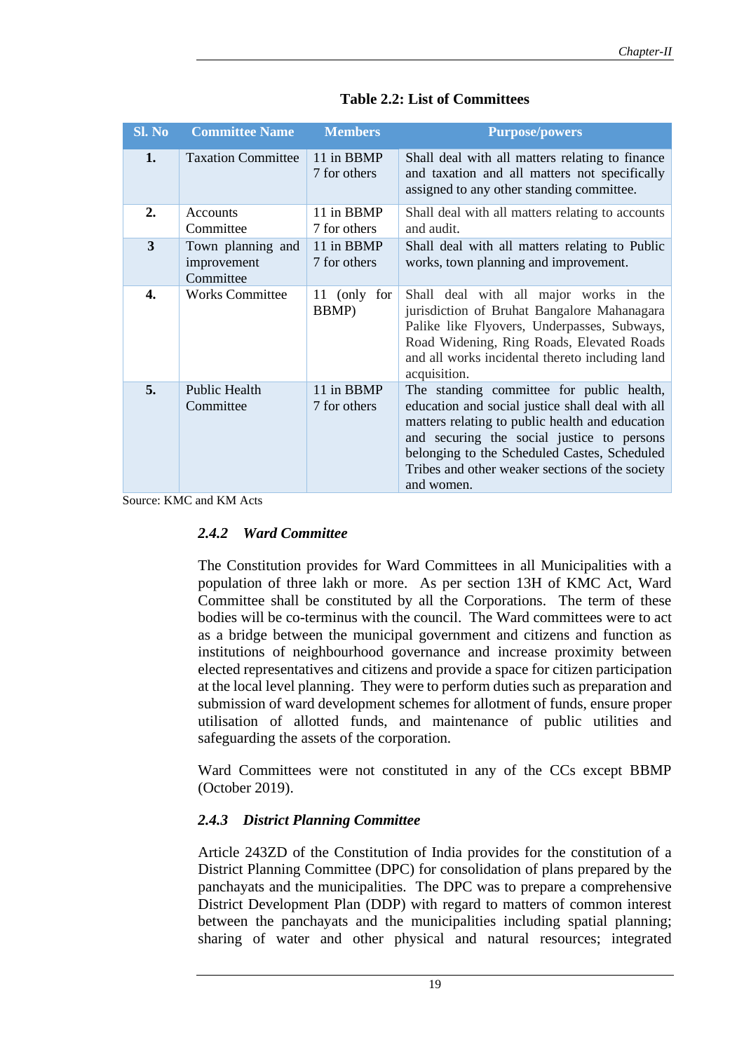**Table 2.2: List of Committees**

| Sl. No | Committee Name | Members | Purpose/powers |
|---|---|---|---|
| 1. | Taxation Committee | 11 in BBMP 7 for others | Shall deal with all matters relating to finance and taxation and all matters not specifically assigned to any other standing committee. |
| 2. | Accounts Committee | 11 in BBMP 7 for others | Shall deal with all matters relating to accounts and audit. |
| 3 | Town planning and improvement Committee | 11 in BBMP 7 for others | Shall deal with all matters relating to Public works, town planning and improvement. |
| 4. | Works Committee | 11 (only for BBMP) | Shall deal with all major works in the jurisdiction of Bruhat Bangalore Mahanagara Palike like Flyovers, Underpasses, Subways, Road Widening, Ring Roads, Elevated Roads and all works incidental thereto including land acquisition. |
| 5. | Public Health Committee | 11 in BBMP 7 for others | The standing committee for public health, education and social justice shall deal with all matters relating to public health and education and securing the social justice to persons belonging to the Scheduled Castes, Scheduled Tribes and other weaker sections of the society and women. |

Source: KMC and KM Acts

### *2.4.2 Ward Committee*

The Constitution provides for Ward Committees in all Municipalities with a population of three lakh or more. As per section 13H of KMC Act, Ward Committee shall be constituted by all the Corporations. The term of these bodies will be co-terminus with the council. The Ward committees were to act as a bridge between the municipal government and citizens and function as institutions of neighbourhood governance and increase proximity between elected representatives and citizens and provide a space for citizen participation at the local level planning. They were to perform duties such as preparation and submission of ward development schemes for allotment of funds, ensure proper utilisation of allotted funds, and maintenance of public utilities and safeguarding the assets of the corporation.

Ward Committees were not constituted in any of the CCs except BBMP (October 2019).

### *2.4.3 District Planning Committee*

Article 243ZD of the Constitution of India provides for the constitution of a District Planning Committee (DPC) for consolidation of plans prepared by the panchayats and the municipalities. The DPC was to prepare a comprehensive District Development Plan (DDP) with regard to matters of common interest between the panchayats and the municipalities including spatial planning; sharing of water and other physical and natural resources; integrated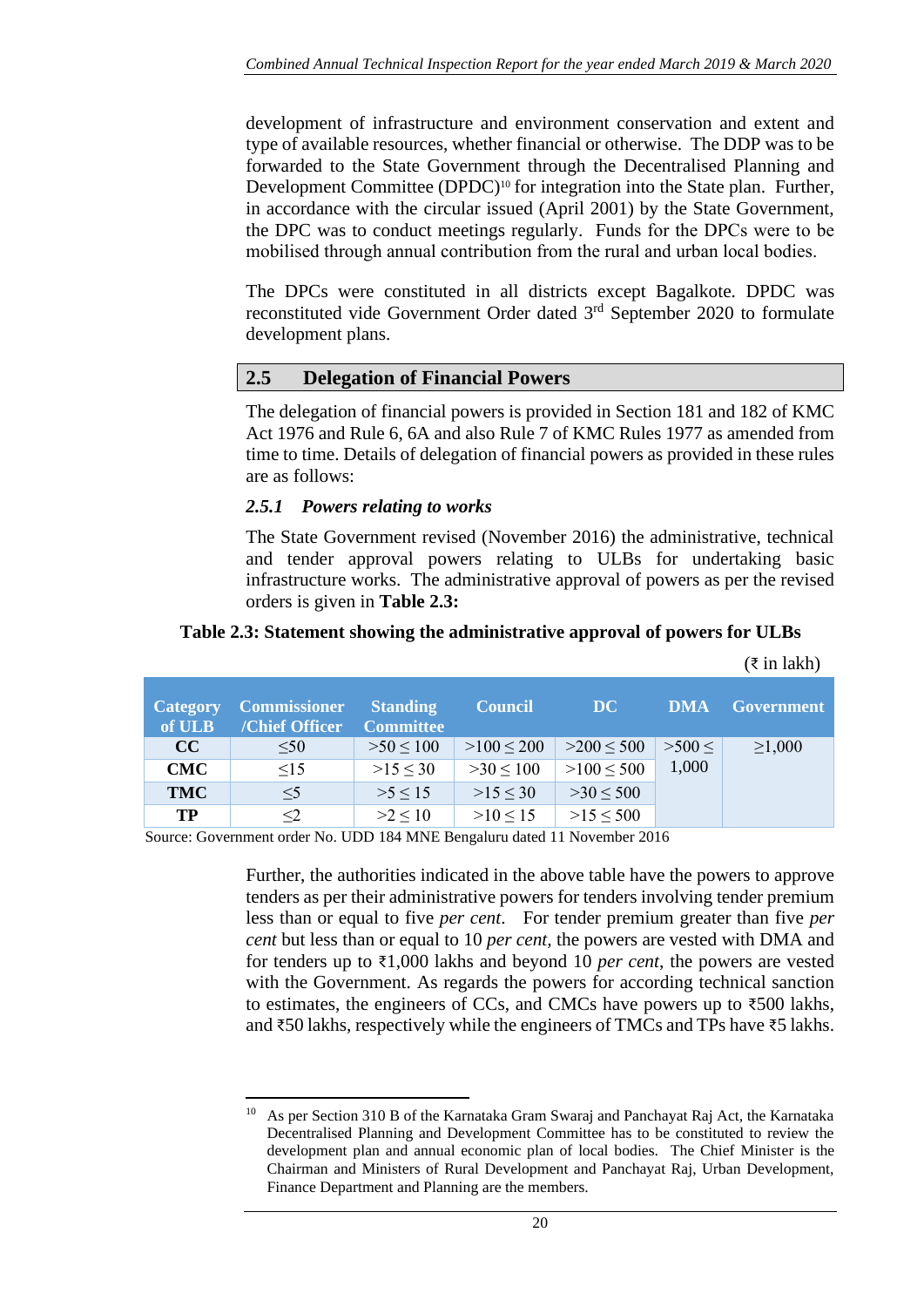development of infrastructure and environment conservation and extent and type of available resources, whether financial or otherwise. The DDP was to be forwarded to the State Government through the Decentralised Planning and Development Committee (DPDC)[10] for integration into the State plan. Further, in accordance with the circular issued (April 2001) by the State Government, the DPC was to conduct meetings regularly. Funds for the DPCs were to be mobilised through annual contribution from the rural and urban local bodies.

The DPCs were constituted in all districts except Bagalkote. DPDC was reconstituted vide Government Order dated 3rd September 2020 to formulate development plans.

## 2.5 Delegation of Financial Powers

The delegation of financial powers is provided in Section 181 and 182 of KMC Act 1976 and Rule 6, 6A and also Rule 7 of KMC Rules 1977 as amended from time to time. Details of delegation of financial powers as provided in these rules are as follows:

### *2.5.1 Powers relating to works*

The State Government revised (November 2016) the administrative, technical and tender approval powers relating to ULBs for undertaking basic infrastructure works. The administrative approval of powers as per the revised orders is given in **Table 2.3:**

**Table 2.3: Statement showing the administrative approval of powers for ULBs**

(₹ in lakh)

| Category of ULB | Commissioner /Chief Officer | Standing Committee | Council | DC | DMA | Government |
|---|---|---|---|---|---|---|
| CC | $\leq 50$ | $>50 \leq 100$ | $>100 \leq 200$ | $>200 \leq 500$ | $>500 \leq 1{,}000$ | $\geq 1{,}000$ |
| CMC | $\leq 15$ | $>15 \leq 30$ | $>30 \leq 100$ | $>100 \leq 500$ | | |
| TMC | $\leq 5$ | $>5 \leq 15$ | $>15 \leq 30$ | $>30 \leq 500$ | | |
| TP | $\leq 2$ | $>2 \leq 10$ | $>10 \leq 15$ | $>15 \leq 500$ | | |

Source: Government order No. UDD 184 MNE Bengaluru dated 11 November 2016

Further, the authorities indicated in the above table have the powers to approve tenders as per their administrative powers for tenders involving tender premium less than or equal to five *per cent*. For tender premium greater than five *per cent* but less than or equal to 10 *per cent*, the powers are vested with DMA and for tenders up to ₹1,000 lakhs and beyond 10 *per cent*, the powers are vested with the Government. As regards the powers for according technical sanction to estimates, the engineers of CCs, and CMCs have powers up to ₹500 lakhs, and ₹50 lakhs, respectively while the engineers of TMCs and TPs have ₹5 lakhs.

[10] As per Section 310 B of the Karnataka Gram Swaraj and Panchayat Raj Act, the Karnataka Decentralised Planning and Development Committee has to be constituted to review the development plan and annual economic plan of local bodies. The Chief Minister is the Chairman and Ministers of Rural Development and Panchayat Raj, Urban Development, Finance Department and Planning are the members.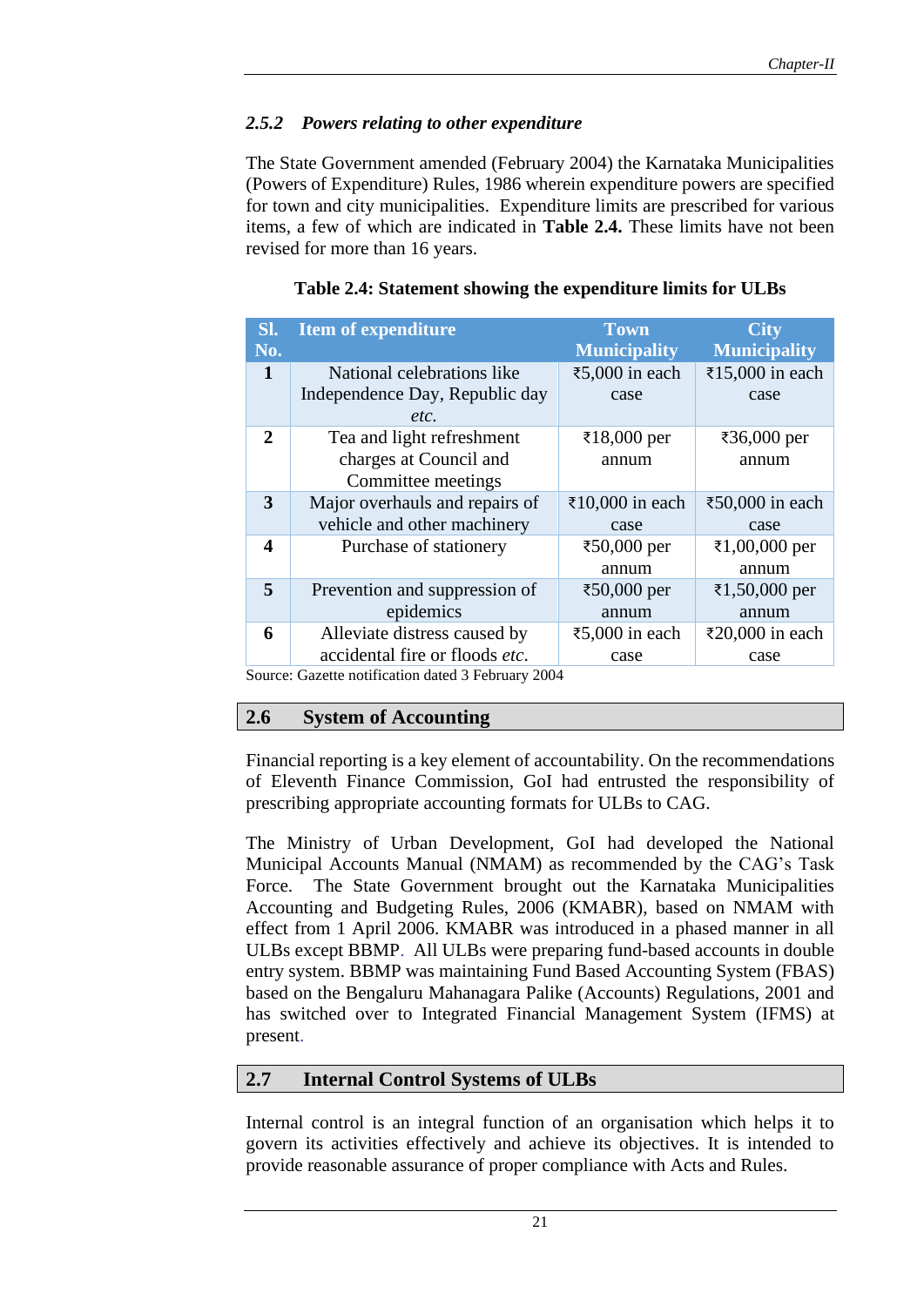### *2.5.2 Powers relating to other expenditure*

The State Government amended (February 2004) the Karnataka Municipalities (Powers of Expenditure) Rules, 1986 wherein expenditure powers are specified for town and city municipalities. Expenditure limits are prescribed for various items, a few of which are indicated in **Table 2.4.** These limits have not been revised for more than 16 years.

**Table 2.4: Statement showing the expenditure limits for ULBs**

| Sl. No. | Item of expenditure | Town Municipality | City Municipality |
|---|---|---|---|
| **1** | National celebrations like Independence Day, Republic day *etc.* | ₹5,000 in each case | ₹15,000 in each case |
| **2** | Tea and light refreshment charges at Council and Committee meetings | ₹18,000 per annum | ₹36,000 per annum |
| **3** | Major overhauls and repairs of vehicle and other machinery | ₹10,000 in each case | ₹50,000 in each case |
| **4** | Purchase of stationery | ₹50,000 per annum | ₹1,00,000 per annum |
| **5** | Prevention and suppression of epidemics | ₹50,000 per annum | ₹1,50,000 per annum |
| **6** | Alleviate distress caused by accidental fire or floods *etc.* | ₹5,000 in each case | ₹20,000 in each case |

Source: Gazette notification dated 3 February 2004

## 2.6 System of Accounting

Financial reporting is a key element of accountability. On the recommendations of Eleventh Finance Commission, GoI had entrusted the responsibility of prescribing appropriate accounting formats for ULBs to CAG.

The Ministry of Urban Development, GoI had developed the National Municipal Accounts Manual (NMAM) as recommended by the CAG's Task Force. The State Government brought out the Karnataka Municipalities Accounting and Budgeting Rules, 2006 (KMABR), based on NMAM with effect from 1 April 2006. KMABR was introduced in a phased manner in all ULBs except BBMP. All ULBs were preparing fund-based accounts in double entry system. BBMP was maintaining Fund Based Accounting System (FBAS) based on the Bengaluru Mahanagara Palike (Accounts) Regulations, 2001 and has switched over to Integrated Financial Management System (IFMS) at present.

## 2.7 Internal Control Systems of ULBs

Internal control is an integral function of an organisation which helps it to govern its activities effectively and achieve its objectives. It is intended to provide reasonable assurance of proper compliance with Acts and Rules.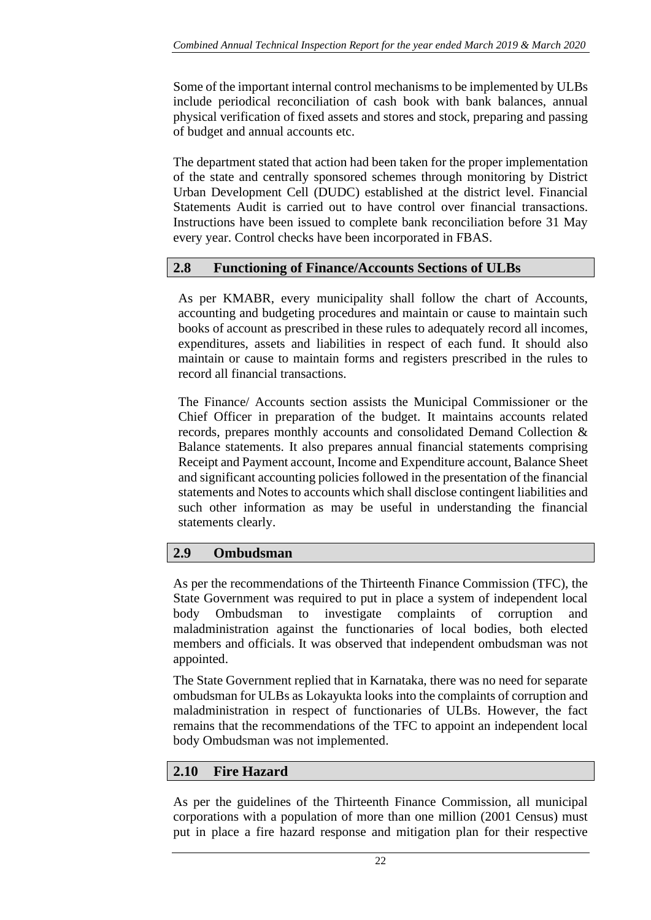Some of the important internal control mechanisms to be implemented by ULBs include periodical reconciliation of cash book with bank balances, annual physical verification of fixed assets and stores and stock, preparing and passing of budget and annual accounts etc.

The department stated that action had been taken for the proper implementation of the state and centrally sponsored schemes through monitoring by District Urban Development Cell (DUDC) established at the district level. Financial Statements Audit is carried out to have control over financial transactions. Instructions have been issued to complete bank reconciliation before 31 May every year. Control checks have been incorporated in FBAS.

## 2.8 Functioning of Finance/Accounts Sections of ULBs

As per KMABR, every municipality shall follow the chart of Accounts, accounting and budgeting procedures and maintain or cause to maintain such books of account as prescribed in these rules to adequately record all incomes, expenditures, assets and liabilities in respect of each fund. It should also maintain or cause to maintain forms and registers prescribed in the rules to record all financial transactions.

The Finance/ Accounts section assists the Municipal Commissioner or the Chief Officer in preparation of the budget. It maintains accounts related records, prepares monthly accounts and consolidated Demand Collection & Balance statements. It also prepares annual financial statements comprising Receipt and Payment account, Income and Expenditure account, Balance Sheet and significant accounting policies followed in the presentation of the financial statements and Notes to accounts which shall disclose contingent liabilities and such other information as may be useful in understanding the financial statements clearly.

## 2.9 Ombudsman

As per the recommendations of the Thirteenth Finance Commission (TFC), the State Government was required to put in place a system of independent local body Ombudsman to investigate complaints of corruption and maladministration against the functionaries of local bodies, both elected members and officials. It was observed that independent ombudsman was not appointed.

The State Government replied that in Karnataka, there was no need for separate ombudsman for ULBs as Lokayukta looks into the complaints of corruption and maladministration in respect of functionaries of ULBs. However, the fact remains that the recommendations of the TFC to appoint an independent local body Ombudsman was not implemented.

## 2.10 Fire Hazard

As per the guidelines of the Thirteenth Finance Commission, all municipal corporations with a population of more than one million (2001 Census) must put in place a fire hazard response and mitigation plan for their respective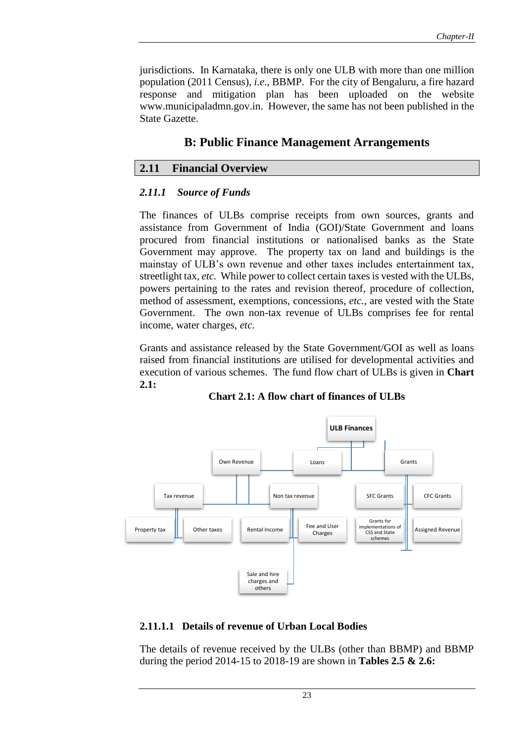jurisdictions. In Karnataka, there is only one ULB with more than one million population (2011 Census), *i.e*., BBMP. For the city of Bengaluru, a fire hazard response and mitigation plan has been uploaded on the website www.municipaladmn.gov.in. However, the same has not been published in the State Gazette.

## B: Public Finance Management Arrangements

## 2.11 Financial Overview

### *2.11.1 Source of Funds*

The finances of ULBs comprise receipts from own sources, grants and assistance from Government of India (GOI)/State Government and loans procured from financial institutions or nationalised banks as the State Government may approve. The property tax on land and buildings is the mainstay of ULB's own revenue and other taxes includes entertainment tax, streetlight tax, *etc.* While power to collect certain taxes is vested with the ULBs, powers pertaining to the rates and revision thereof, procedure of collection, method of assessment, exemptions, concessions, *etc.*, are vested with the State Government. The own non-tax revenue of ULBs comprises fee for rental income, water charges, *etc.*

Grants and assistance released by the State Government/GOI as well as loans raised from financial institutions are utilised for developmental activities and execution of various schemes. The fund flow chart of ULBs is given in **Chart 2.1:**

**Chart 2.1: A flow chart of finances of ULBs**

- ULB Finances
  - Own Revenue
    - Tax revenue
      - Property tax
      - Other taxes
    - Non tax revenue
      - Rental Income
      - Fee and User Charges
      - Sale and hire charges and others
  - Loans
  - Grants
    - SFC Grants
    - CFC Grants
    - Grants for implementations of CSS and State schemes
    - Assigned Revenue

#### 2.11.1.1 Details of revenue of Urban Local Bodies

The details of revenue received by the ULBs (other than BBMP) and BBMP during the period 2014-15 to 2018-19 are shown in **Tables 2.5 & 2.6:**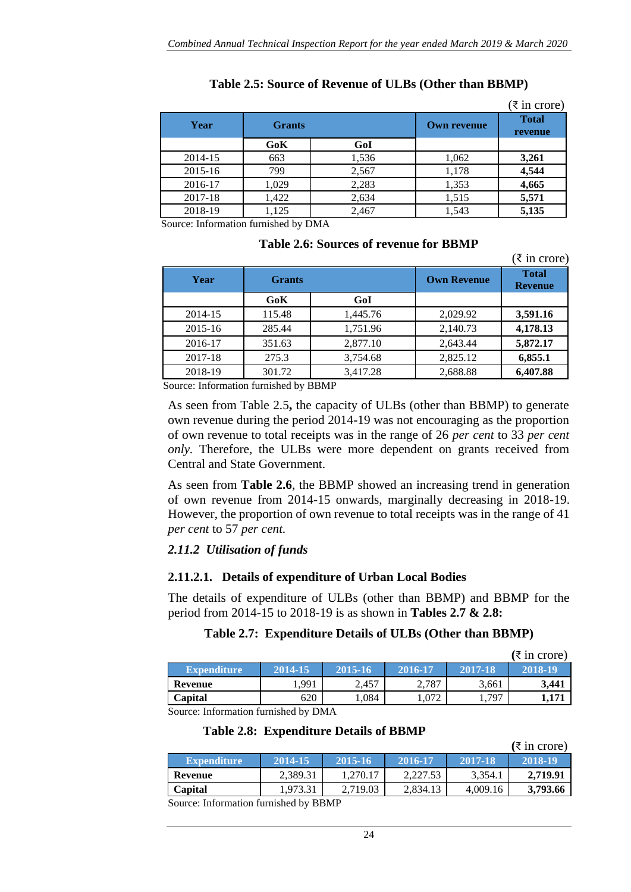**Table 2.5: Source of Revenue of ULBs (Other than BBMP)**

(₹ in crore)

| Year | Grants | | Own revenue | Total revenue |
|---|---|---|---|---|
| | GoK | GoI | | |
| 2014-15 | 663 | 1,536 | 1,062 | **3,261** |
| 2015-16 | 799 | 2,567 | 1,178 | **4,544** |
| 2016-17 | 1,029 | 2,283 | 1,353 | **4,665** |
| 2017-18 | 1,422 | 2,634 | 1,515 | **5,571** |
| 2018-19 | 1,125 | 2,467 | 1,543 | **5,135** |

Source: Information furnished by DMA

**Table 2.6: Sources of revenue for BBMP**

(₹ in crore)

| Year | Grants | | Own Revenue | Total Revenue |
|---|---|---|---|---|
| | GoK | GoI | | |
| 2014-15 | 115.48 | 1,445.76 | 2,029.92 | **3,591.16** |
| 2015-16 | 285.44 | 1,751.96 | 2,140.73 | **4,178.13** |
| 2016-17 | 351.63 | 2,877.10 | 2,643.44 | **5,872.17** |
| 2017-18 | 275.3 | 3,754.68 | 2,825.12 | **6,855.1** |
| 2018-19 | 301.72 | 3,417.28 | 2,688.88 | **6,407.88** |

Source: Information furnished by BBMP

As seen from Table 2.5**,** the capacity of ULBs (other than BBMP) to generate own revenue during the period 2014-19 was not encouraging as the proportion of own revenue to total receipts was in the range of 26 *per cent* to 33 *per cent only*. Therefore, the ULBs were more dependent on grants received from Central and State Government.

As seen from **Table 2.6**, the BBMP showed an increasing trend in generation of own revenue from 2014-15 onwards, marginally decreasing in 2018-19. However, the proportion of own revenue to total receipts was in the range of 41 *per cent* to 57 *per cent.*

### *2.11.2 Utilisation of funds*

#### 2.11.2.1. Details of expenditure of Urban Local Bodies

The details of expenditure of ULBs (other than BBMP) and BBMP for the period from 2014-15 to 2018-19 is as shown in **Tables 2.7 & 2.8:**

**Table 2.7: Expenditure Details of ULBs (Other than BBMP)**

(₹ in crore)

| Expenditure | 2014-15 | 2015-16 | 2016-17 | 2017-18 | 2018-19 |
|---|---|---|---|---|---|
| **Revenue** | 1,991 | 2,457 | 2,787 | 3,661 | **3,441** |
| **Capital** | 620 | 1,084 | 1,072 | 1,797 | **1,171** |

Source: Information furnished by DMA

**Table 2.8: Expenditure Details of BBMP**

(₹ in crore)

| Expenditure | 2014-15 | 2015-16 | 2016-17 | 2017-18 | 2018-19 |
|---|---|---|---|---|---|
| **Revenue** | 2,389.31 | 1,270.17 | 2,227.53 | 3,354.1 | **2,719.91** |
| **Capital** | 1,973.31 | 2,719.03 | 2,834.13 | 4,009.16 | **3,793.66** |

Source: Information furnished by BBMP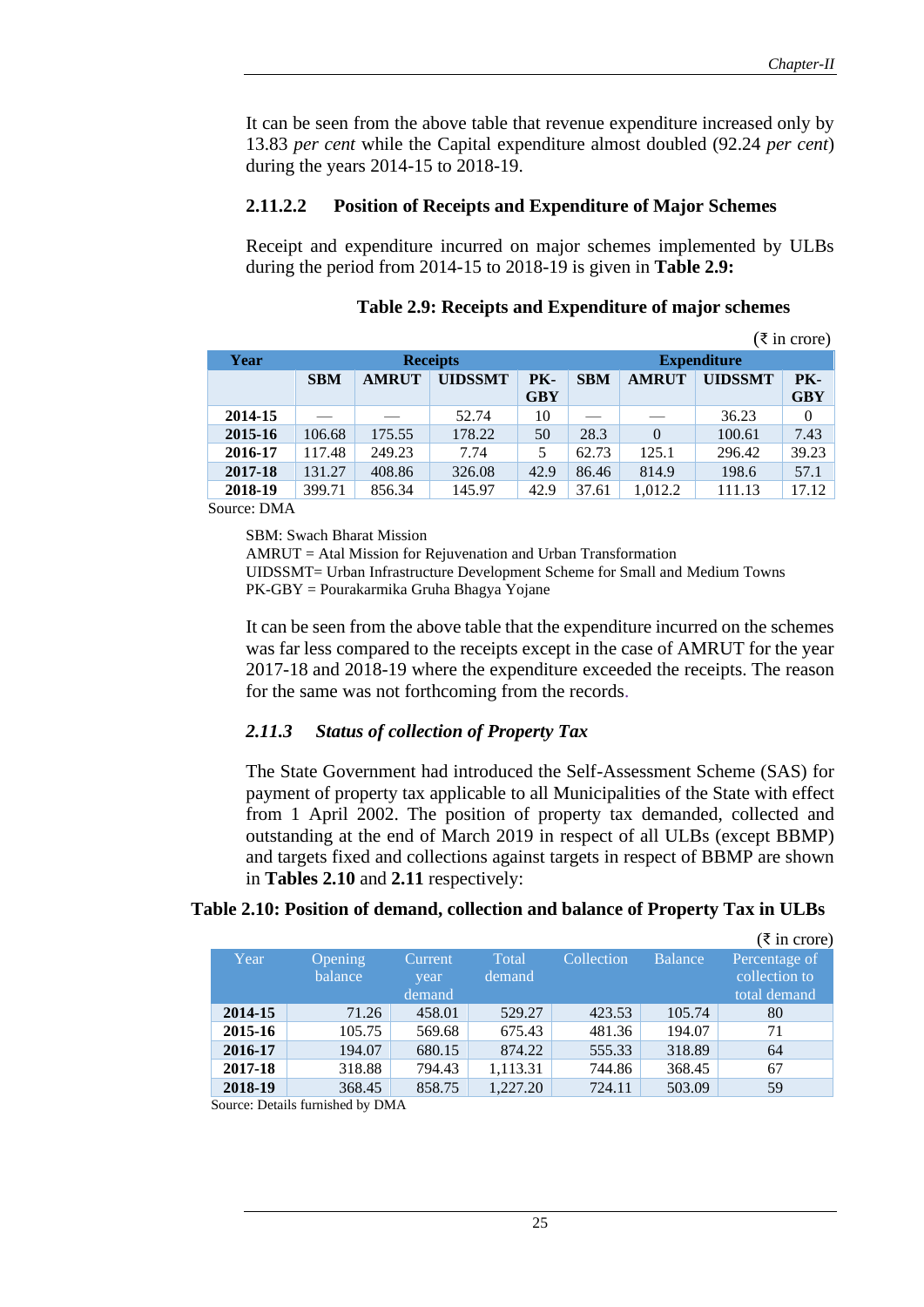It can be seen from the above table that revenue expenditure increased only by 13.83 *per cent* while the Capital expenditure almost doubled (92.24 *per cent*) during the years 2014-15 to 2018-19.

#### 2.11.2.2 Position of Receipts and Expenditure of Major Schemes

Receipt and expenditure incurred on major schemes implemented by ULBs during the period from 2014-15 to 2018-19 is given in **Table 2.9:**

**Table 2.9: Receipts and Expenditure of major schemes**

(₹ in crore)

| Year | Receipts | | | | Expenditure | | | |
|---|---|---|---|---|---|---|---|---|
| | SBM | AMRUT | UIDSSMT | PK-GBY | SBM | AMRUT | UIDSSMT | PK-GBY |
| 2014-15 | — | — | 52.74 | 10 | — | — | 36.23 | 0 |
| 2015-16 | 106.68 | 175.55 | 178.22 | 50 | 28.3 | 0 | 100.61 | 7.43 |
| 2016-17 | 117.48 | 249.23 | 7.74 | 5 | 62.73 | 125.1 | 296.42 | 39.23 |
| 2017-18 | 131.27 | 408.86 | 326.08 | 42.9 | 86.46 | 814.9 | 198.6 | 57.1 |
| 2018-19 | 399.71 | 856.34 | 145.97 | 42.9 | 37.61 | 1,012.2 | 111.13 | 17.12 |

Source: DMA

SBM: Swach Bharat Mission
AMRUT = Atal Mission for Rejuvenation and Urban Transformation
UIDSSMT= Urban Infrastructure Development Scheme for Small and Medium Towns
PK-GBY = Pourakarmika Gruha Bhagya Yojane

It can be seen from the above table that the expenditure incurred on the schemes was far less compared to the receipts except in the case of AMRUT for the year 2017-18 and 2018-19 where the expenditure exceeded the receipts. The reason for the same was not forthcoming from the records.

### *2.11.3 Status of collection of Property Tax*

The State Government had introduced the Self-Assessment Scheme (SAS) for payment of property tax applicable to all Municipalities of the State with effect from 1 April 2002. The position of property tax demanded, collected and outstanding at the end of March 2019 in respect of all ULBs (except BBMP) and targets fixed and collections against targets in respect of BBMP are shown in **Tables 2.10** and **2.11** respectively:

**Table 2.10: Position of demand, collection and balance of Property Tax in ULBs**

(₹ in crore)

| Year | Opening balance | Current year demand | Total demand | Collection | Balance | Percentage of collection to total demand |
|---|---|---|---|---|---|---|
| 2014-15 | 71.26 | 458.01 | 529.27 | 423.53 | 105.74 | 80 |
| 2015-16 | 105.75 | 569.68 | 675.43 | 481.36 | 194.07 | 71 |
| 2016-17 | 194.07 | 680.15 | 874.22 | 555.33 | 318.89 | 64 |
| 2017-18 | 318.88 | 794.43 | 1,113.31 | 744.86 | 368.45 | 67 |
| 2018-19 | 368.45 | 858.75 | 1,227.20 | 724.11 | 503.09 | 59 |

Source: Details furnished by DMA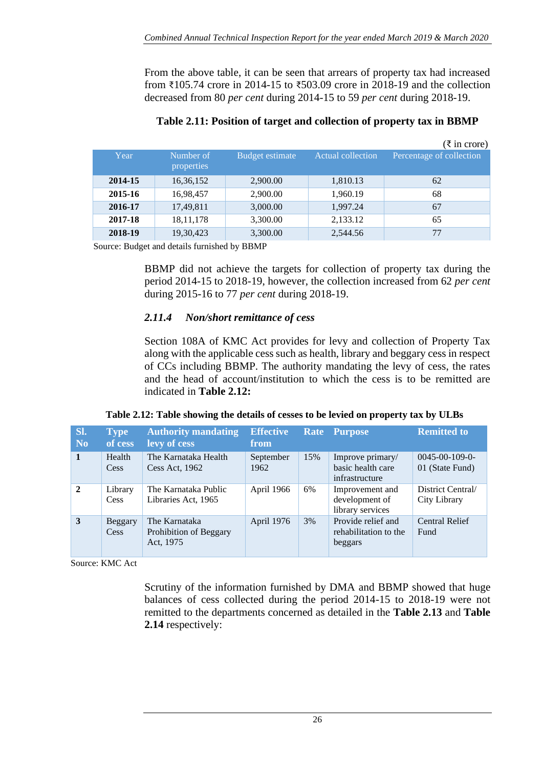From the above table, it can be seen that arrears of property tax had increased from ₹105.74 crore in 2014-15 to ₹503.09 crore in 2018-19 and the collection decreased from 80 *per cent* during 2014-15 to 59 *per cent* during 2018-19.

**Table 2.11: Position of target and collection of property tax in BBMP**

(₹ in crore)

| Year | Number of properties | Budget estimate | Actual collection | Percentage of collection |
|---|---|---|---|---|
| **2014-15** | 16,36,152 | 2,900.00 | 1,810.13 | 62 |
| **2015-16** | 16,98,457 | 2,900.00 | 1,960.19 | 68 |
| **2016-17** | 17,49,811 | 3,000.00 | 1,997.24 | 67 |
| **2017-18** | 18,11,178 | 3,300.00 | 2,133.12 | 65 |
| **2018-19** | 19,30,423 | 3,300.00 | 2,544.56 | 77 |

Source: Budget and details furnished by BBMP

BBMP did not achieve the targets for collection of property tax during the period 2014-15 to 2018-19, however, the collection increased from 62 *per cent* during 2015-16 to 77 *per cent* during 2018-19.

### *2.11.4 Non/short remittance of cess*

Section 108A of KMC Act provides for levy and collection of Property Tax along with the applicable cess such as health, library and beggary cess in respect of CCs including BBMP. The authority mandating the levy of cess, the rates and the head of account/institution to which the cess is to be remitted are indicated in **Table 2.12:**

**Table 2.12: Table showing the details of cesses to be levied on property tax by ULBs**

| Sl. No | Type of cess | Authority mandating levy of cess | Effective from | Rate | Purpose | Remitted to |
|---|---|---|---|---|---|---|
| **1** | Health Cess | The Karnataka Health Cess Act, 1962 | September 1962 | 15% | Improve primary/ basic health care infrastructure | 0045-00-109-0-01 (State Fund) |
| **2** | Library Cess | The Karnataka Public Libraries Act, 1965 | April 1966 | 6% | Improvement and development of library services | District Central/ City Library |
| **3** | Beggary Cess | The Karnataka Prohibition of Beggary Act, 1975 | April 1976 | 3% | Provide relief and rehabilitation to the beggars | Central Relief Fund |

Source: KMC Act

Scrutiny of the information furnished by DMA and BBMP showed that huge balances of cess collected during the period 2014-15 to 2018-19 were not remitted to the departments concerned as detailed in the **Table 2.13** and **Table 2.14** respectively: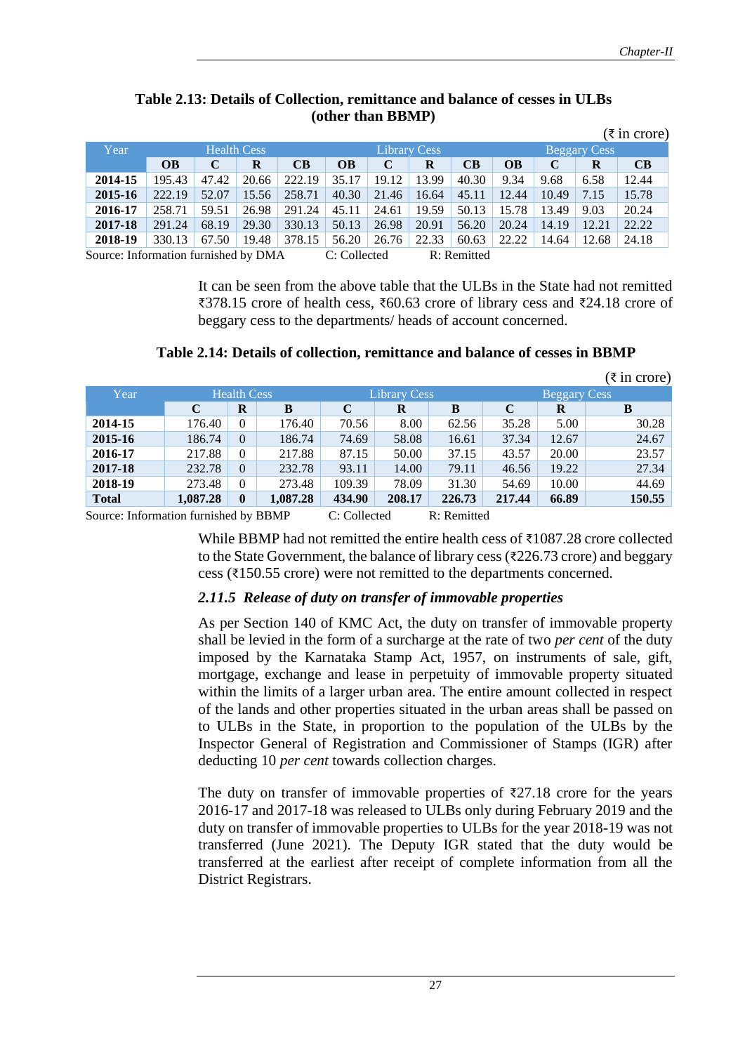**Table 2.13: Details of Collection, remittance and balance of cesses in ULBs (other than BBMP)**

(₹ in crore)

| Year | Health Cess | | | | Library Cess | | | | Beggary Cess | | | |
|---|---|---|---|---|---|---|---|---|---|---|---|---|
| | OB | C | R | CB | OB | C | R | CB | OB | C | R | CB |
| **2014-15** | 195.43 | 47.42 | 20.66 | 222.19 | 35.17 | 19.12 | 13.99 | 40.30 | 9.34 | 9.68 | 6.58 | 12.44 |
| **2015-16** | 222.19 | 52.07 | 15.56 | 258.71 | 40.30 | 21.46 | 16.64 | 45.11 | 12.44 | 10.49 | 7.15 | 15.78 |
| **2016-17** | 258.71 | 59.51 | 26.98 | 291.24 | 45.11 | 24.61 | 19.59 | 50.13 | 15.78 | 13.49 | 9.03 | 20.24 |
| **2017-18** | 291.24 | 68.19 | 29.30 | 330.13 | 50.13 | 26.98 | 20.91 | 56.20 | 20.24 | 14.19 | 12.21 | 22.22 |
| **2018-19** | 330.13 | 67.50 | 19.48 | 378.15 | 56.20 | 26.76 | 22.33 | 60.63 | 22.22 | 14.64 | 12.68 | 24.18 |

Source: Information furnished by DMA C: Collected R: Remitted

It can be seen from the above table that the ULBs in the State had not remitted ₹378.15 crore of health cess, ₹60.63 crore of library cess and ₹24.18 crore of beggary cess to the departments/ heads of account concerned.

**Table 2.14: Details of collection, remittance and balance of cesses in BBMP**

(₹ in crore)

| Year | Health Cess | | | Library Cess | | | Beggary Cess | | |
|---|---|---|---|---|---|---|---|---|---|
| | C | R | B | C | R | B | C | R | B |
| **2014-15** | 176.40 | 0 | 176.40 | 70.56 | 8.00 | 62.56 | 35.28 | 5.00 | 30.28 |
| **2015-16** | 186.74 | 0 | 186.74 | 74.69 | 58.08 | 16.61 | 37.34 | 12.67 | 24.67 |
| **2016-17** | 217.88 | 0 | 217.88 | 87.15 | 50.00 | 37.15 | 43.57 | 20.00 | 23.57 |
| **2017-18** | 232.78 | 0 | 232.78 | 93.11 | 14.00 | 79.11 | 46.56 | 19.22 | 27.34 |
| **2018-19** | 273.48 | 0 | 273.48 | 109.39 | 78.09 | 31.30 | 54.69 | 10.00 | 44.69 |
| **Total** | **1,087.28** | **0** | **1,087.28** | **434.90** | **208.17** | **226.73** | **217.44** | **66.89** | **150.55** |

Source: Information furnished by BBMP C: Collected R: Remitted

While BBMP had not remitted the entire health cess of ₹1087.28 crore collected to the State Government, the balance of library cess (₹226.73 crore) and beggary cess (₹150.55 crore) were not remitted to the departments concerned.

#### *2.11.5 Release of duty on transfer of immovable properties*

As per Section 140 of KMC Act, the duty on transfer of immovable property shall be levied in the form of a surcharge at the rate of two *per cent* of the duty imposed by the Karnataka Stamp Act, 1957, on instruments of sale, gift, mortgage, exchange and lease in perpetuity of immovable property situated within the limits of a larger urban area. The entire amount collected in respect of the lands and other properties situated in the urban areas shall be passed on to ULBs in the State, in proportion to the population of the ULBs by the Inspector General of Registration and Commissioner of Stamps (IGR) after deducting 10 *per cent* towards collection charges.

The duty on transfer of immovable properties of ₹27.18 crore for the years 2016-17 and 2017-18 was released to ULBs only during February 2019 and the duty on transfer of immovable properties to ULBs for the year 2018-19 was not transferred (June 2021). The Deputy IGR stated that the duty would be transferred at the earliest after receipt of complete information from all the District Registrars.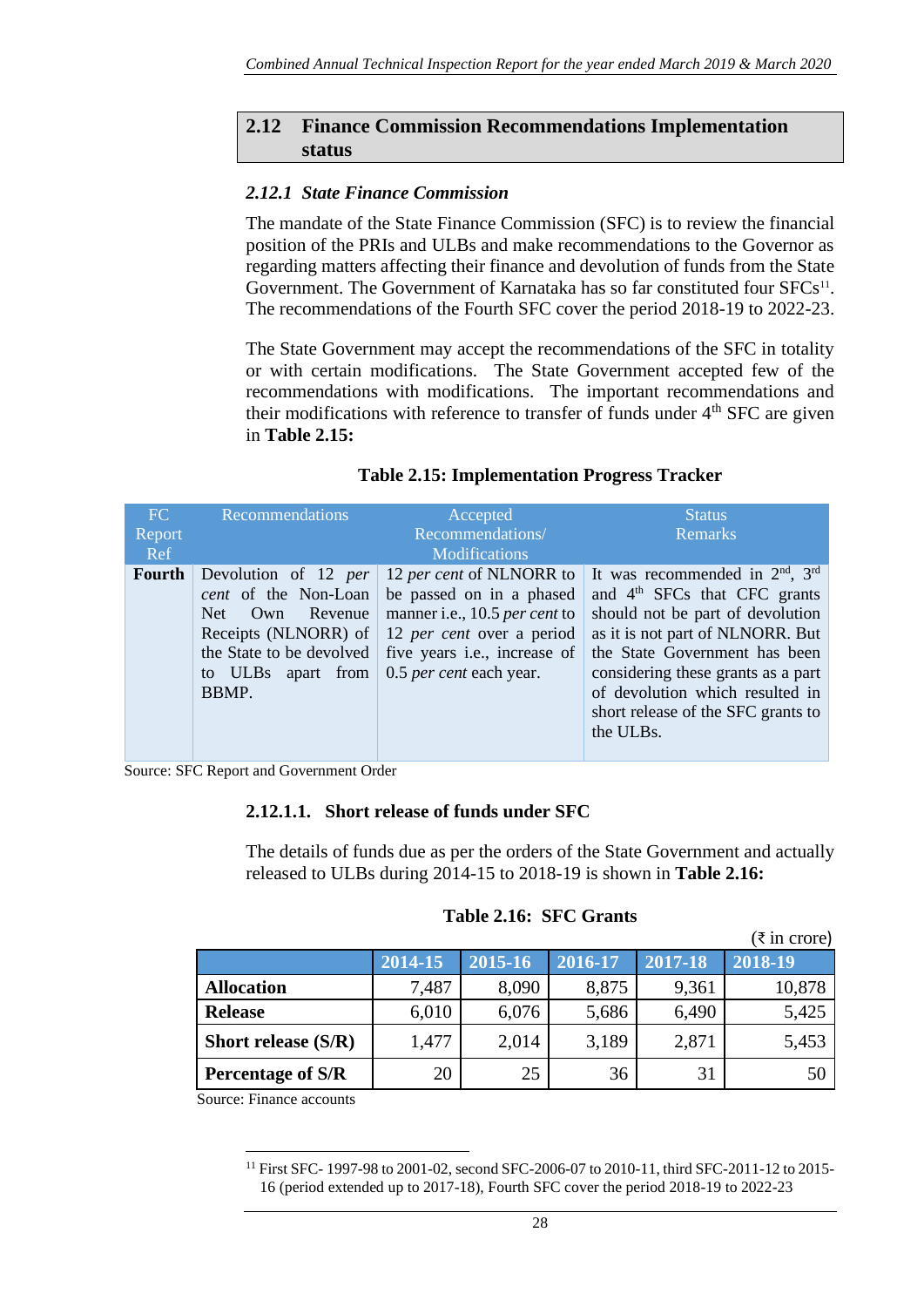## 2.12 Finance Commission Recommendations Implementation status

### *2.12.1 State Finance Commission*

The mandate of the State Finance Commission (SFC) is to review the financial position of the PRIs and ULBs and make recommendations to the Governor as regarding matters affecting their finance and devolution of funds from the State Government. The Government of Karnataka has so far constituted four SFCs[11]. The recommendations of the Fourth SFC cover the period 2018-19 to 2022-23.

The State Government may accept the recommendations of the SFC in totality or with certain modifications. The State Government accepted few of the recommendations with modifications. The important recommendations and their modifications with reference to transfer of funds under 4th SFC are given in **Table 2.15:**

**Table 2.15: Implementation Progress Tracker**

| FC Report Ref | Recommendations | Accepted Recommendations/ Modifications | Status Remarks |
|---|---|---|---|
| **Fourth** | Devolution of 12 *per cent* of the Non-Loan Net Own Revenue Receipts (NLNORR) of the State to be devolved to ULBs apart from BBMP. | 12 *per cent* of NLNORR to be passed on in a phased manner i.e., 10.5 *per cent* to 12 *per cent* over a period five years i.e., increase of 0.5 *per cent* each year. | It was recommended in 2nd, 3rd and 4th SFCs that CFC grants should not be part of devolution as it is not part of NLNORR. But the State Government has been considering these grants as a part of devolution which resulted in short release of the SFC grants to the ULBs. |

Source: SFC Report and Government Order

#### 2.12.1.1. Short release of funds under SFC

The details of funds due as per the orders of the State Government and actually released to ULBs during 2014-15 to 2018-19 is shown in **Table 2.16:**

**Table 2.16: SFC Grants**

(₹ in crore)

| | 2014-15 | 2015-16 | 2016-17 | 2017-18 | 2018-19 |
|---|---|---|---|---|---|
| **Allocation** | 7,487 | 8,090 | 8,875 | 9,361 | 10,878 |
| **Release** | 6,010 | 6,076 | 5,686 | 6,490 | 5,425 |
| **Short release (S/R)** | 1,477 | 2,014 | 3,189 | 2,871 | 5,453 |
| **Percentage of S/R** | 20 | 25 | 36 | 31 | 50 |

Source: Finance accounts

[11] First SFC- 1997-98 to 2001-02, second SFC-2006-07 to 2010-11, third SFC-2011-12 to 2015-16 (period extended up to 2017-18), Fourth SFC cover the period 2018-19 to 2022-23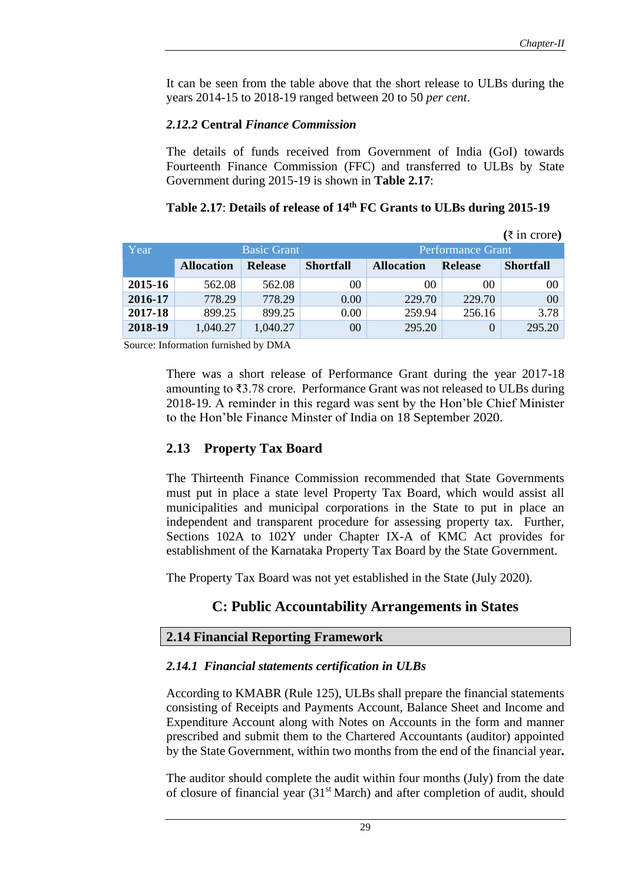It can be seen from the table above that the short release to ULBs during the years 2014-15 to 2018-19 ranged between 20 to 50 *per cent*.

#### *2.12.2* Central *Finance Commission*

The details of funds received from Government of India (GoI) towards Fourteenth Finance Commission (FFC) and transferred to ULBs by State Government during 2015-19 is shown in **Table 2.17**:

**Table 2.17**: **Details of release of 14th FC Grants to ULBs during 2015-19**

**(₹ in crore)**

| Year | Basic Grant | | | Performance Grant | | |
|---|---|---|---|---|---|---|
| | **Allocation** | **Release** | **Shortfall** | **Allocation** | **Release** | **Shortfall** |
| **2015-16** | 562.08 | 562.08 | 00 | 00 | 00 | 00 |
| **2016-17** | 778.29 | 778.29 | 0.00 | 229.70 | 229.70 | 00 |
| **2017-18** | 899.25 | 899.25 | 0.00 | 259.94 | 256.16 | 3.78 |
| **2018-19** | 1,040.27 | 1,040.27 | 00 | 295.20 | 0 | 295.20 |

Source: Information furnished by DMA

There was a short release of Performance Grant during the year 2017-18 amounting to ₹3.78 crore. Performance Grant was not released to ULBs during 2018-19. A reminder in this regard was sent by the Hon'ble Chief Minister to the Hon'ble Finance Minster of India on 18 September 2020.

## 2.13 Property Tax Board

The Thirteenth Finance Commission recommended that State Governments must put in place a state level Property Tax Board, which would assist all municipalities and municipal corporations in the State to put in place an independent and transparent procedure for assessing property tax. Further, Sections 102A to 102Y under Chapter IX-A of KMC Act provides for establishment of the Karnataka Property Tax Board by the State Government.

The Property Tax Board was not yet established in the State (July 2020).

# C: Public Accountability Arrangements in States

## 2.14 Financial Reporting Framework

### *2.14.1 Financial statements certification in ULBs*

According to KMABR (Rule 125), ULBs shall prepare the financial statements consisting of Receipts and Payments Account, Balance Sheet and Income and Expenditure Account along with Notes on Accounts in the form and manner prescribed and submit them to the Chartered Accountants (auditor) appointed by the State Government, within two months from the end of the financial year**.**

The auditor should complete the audit within four months (July) from the date of closure of financial year (31st March) and after completion of audit, should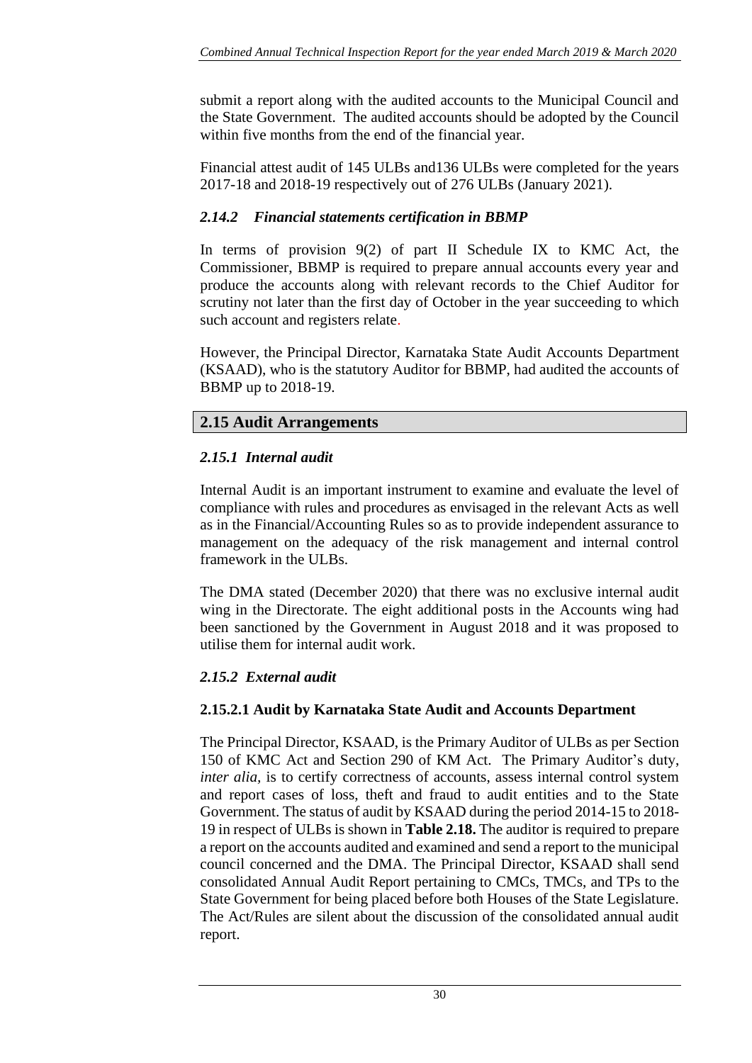submit a report along with the audited accounts to the Municipal Council and the State Government. The audited accounts should be adopted by the Council within five months from the end of the financial year.

Financial attest audit of 145 ULBs and136 ULBs were completed for the years 2017-18 and 2018-19 respectively out of 276 ULBs (January 2021).

### *2.14.2 Financial statements certification in BBMP*

In terms of provision 9(2) of part II Schedule IX to KMC Act, the Commissioner, BBMP is required to prepare annual accounts every year and produce the accounts along with relevant records to the Chief Auditor for scrutiny not later than the first day of October in the year succeeding to which such account and registers relate.

However, the Principal Director, Karnataka State Audit Accounts Department (KSAAD), who is the statutory Auditor for BBMP, had audited the accounts of BBMP up to 2018-19.

## 2.15 Audit Arrangements

### *2.15.1 Internal audit*

Internal Audit is an important instrument to examine and evaluate the level of compliance with rules and procedures as envisaged in the relevant Acts as well as in the Financial/Accounting Rules so as to provide independent assurance to management on the adequacy of the risk management and internal control framework in the ULBs.

The DMA stated (December 2020) that there was no exclusive internal audit wing in the Directorate. The eight additional posts in the Accounts wing had been sanctioned by the Government in August 2018 and it was proposed to utilise them for internal audit work.

### *2.15.2 External audit*

#### 2.15.2.1 Audit by Karnataka State Audit and Accounts Department

The Principal Director, KSAAD, is the Primary Auditor of ULBs as per Section 150 of KMC Act and Section 290 of KM Act. The Primary Auditor's duty, *inter alia,* is to certify correctness of accounts, assess internal control system and report cases of loss, theft and fraud to audit entities and to the State Government. The status of audit by KSAAD during the period 2014-15 to 2018-19 in respect of ULBs is shown in **Table 2.18.** The auditor is required to prepare a report on the accounts audited and examined and send a report to the municipal council concerned and the DMA. The Principal Director, KSAAD shall send consolidated Annual Audit Report pertaining to CMCs, TMCs, and TPs to the State Government for being placed before both Houses of the State Legislature. The Act/Rules are silent about the discussion of the consolidated annual audit report.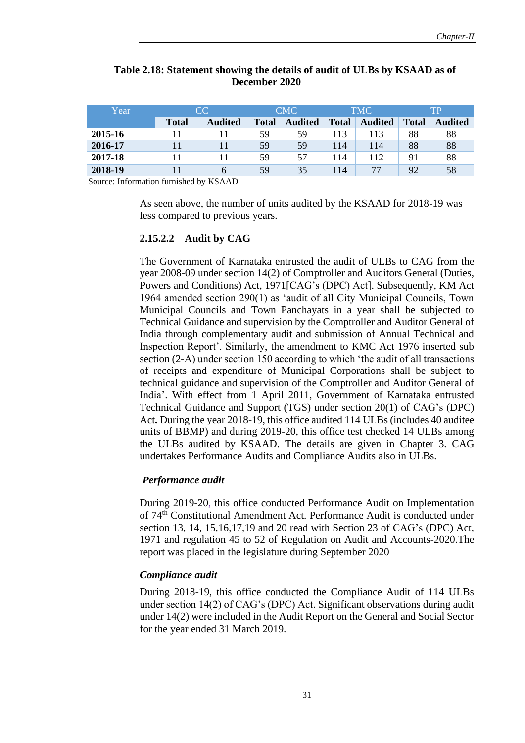**Table 2.18: Statement showing the details of audit of ULBs by KSAAD as of December 2020**

| Year | CC | | CMC | | TMC | | TP | |
|---|---|---|---|---|---|---|---|---|
| | **Total** | **Audited** | **Total** | **Audited** | **Total** | **Audited** | **Total** | **Audited** |
| **2015-16** | 11 | 11 | 59 | 59 | 113 | 113 | 88 | 88 |
| **2016-17** | 11 | 11 | 59 | 59 | 114 | 114 | 88 | 88 |
| **2017-18** | 11 | 11 | 59 | 57 | 114 | 112 | 91 | 88 |
| **2018-19** | 11 | 6 | 59 | 35 | 114 | 77 | 92 | 58 |

Source: Information furnished by KSAAD

As seen above, the number of units audited by the KSAAD for 2018-19 was less compared to previous years.

### 2.15.2.2 Audit by CAG

The Government of Karnataka entrusted the audit of ULBs to CAG from the year 2008-09 under section 14(2) of Comptroller and Auditors General (Duties, Powers and Conditions) Act, 1971[CAG's (DPC) Act]. Subsequently, KM Act 1964 amended section 290(1) as 'audit of all City Municipal Councils, Town Municipal Councils and Town Panchayats in a year shall be subjected to Technical Guidance and supervision by the Comptroller and Auditor General of India through complementary audit and submission of Annual Technical and Inspection Report'. Similarly, the amendment to KMC Act 1976 inserted sub section (2-A) under section 150 according to which 'the audit of all transactions of receipts and expenditure of Municipal Corporations shall be subject to technical guidance and supervision of the Comptroller and Auditor General of India'. With effect from 1 April 2011, Government of Karnataka entrusted Technical Guidance and Support (TGS) under section 20(1) of CAG's (DPC) Act**.** During the year 2018-19, this office audited 114 ULBs (includes 40 auditee units of BBMP) and during 2019-20, this office test checked 14 ULBs among the ULBs audited by KSAAD. The details are given in Chapter 3. CAG undertakes Performance Audits and Compliance Audits also in ULBs.

***Performance audit***

During 2019-20, this office conducted Performance Audit on Implementation of 74$^{th}$ Constitutional Amendment Act. Performance Audit is conducted under section 13, 14, 15,16,17,19 and 20 read with Section 23 of CAG's (DPC) Act, 1971 and regulation 45 to 52 of Regulation on Audit and Accounts-2020.The report was placed in the legislature during September 2020

***Compliance audit***

During 2018-19, this office conducted the Compliance Audit of 114 ULBs under section 14(2) of CAG's (DPC) Act. Significant observations during audit under 14(2) were included in the Audit Report on the General and Social Sector for the year ended 31 March 2019.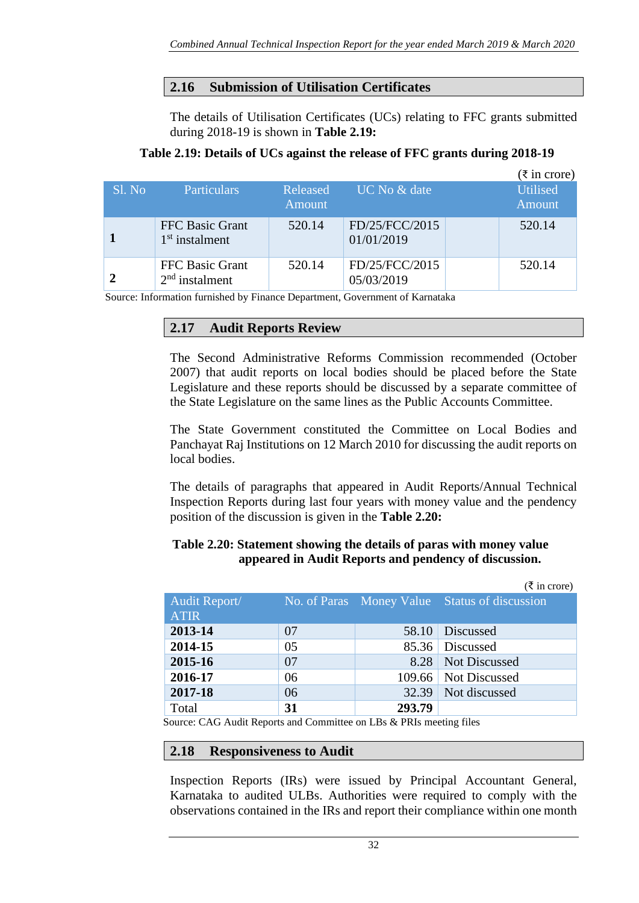## 2.16 Submission of Utilisation Certificates

The details of Utilisation Certificates (UCs) relating to FFC grants submitted during 2018-19 is shown in **Table 2.19:**

**Table 2.19: Details of UCs against the release of FFC grants during 2018-19**

(₹ in crore)

| Sl. No | Particulars | Released Amount | UC No & date | | Utilised Amount |
|---|---|---|---|---|---|
| **1** | FFC Basic Grant 1st instalment | 520.14 | FD/25/FCC/2015 01/01/2019 | | 520.14 |
| **2** | FFC Basic Grant 2nd instalment | 520.14 | FD/25/FCC/2015 05/03/2019 | | 520.14 |

Source: Information furnished by Finance Department, Government of Karnataka

## 2.17 Audit Reports Review

The Second Administrative Reforms Commission recommended (October 2007) that audit reports on local bodies should be placed before the State Legislature and these reports should be discussed by a separate committee of the State Legislature on the same lines as the Public Accounts Committee.

The State Government constituted the Committee on Local Bodies and Panchayat Raj Institutions on 12 March 2010 for discussing the audit reports on local bodies.

The details of paragraphs that appeared in Audit Reports/Annual Technical Inspection Reports during last four years with money value and the pendency position of the discussion is given in the **Table 2.20:**

**Table 2.20: Statement showing the details of paras with money value appeared in Audit Reports and pendency of discussion.**

(₹ in crore)

| Audit Report/ ATIR | No. of Paras | Money Value | Status of discussion |
|---|---|---|---|
| **2013-14** | 07 | 58.10 | Discussed |
| **2014-15** | 05 | 85.36 | Discussed |
| **2015-16** | 07 | 8.28 | Not Discussed |
| **2016-17** | 06 | 109.66 | Not Discussed |
| **2017-18** | 06 | 32.39 | Not discussed |
| Total | **31** | **293.79** | |

Source: CAG Audit Reports and Committee on LBs & PRIs meeting files

## 2.18 Responsiveness to Audit

Inspection Reports (IRs) were issued by Principal Accountant General, Karnataka to audited ULBs. Authorities were required to comply with the observations contained in the IRs and report their compliance within one month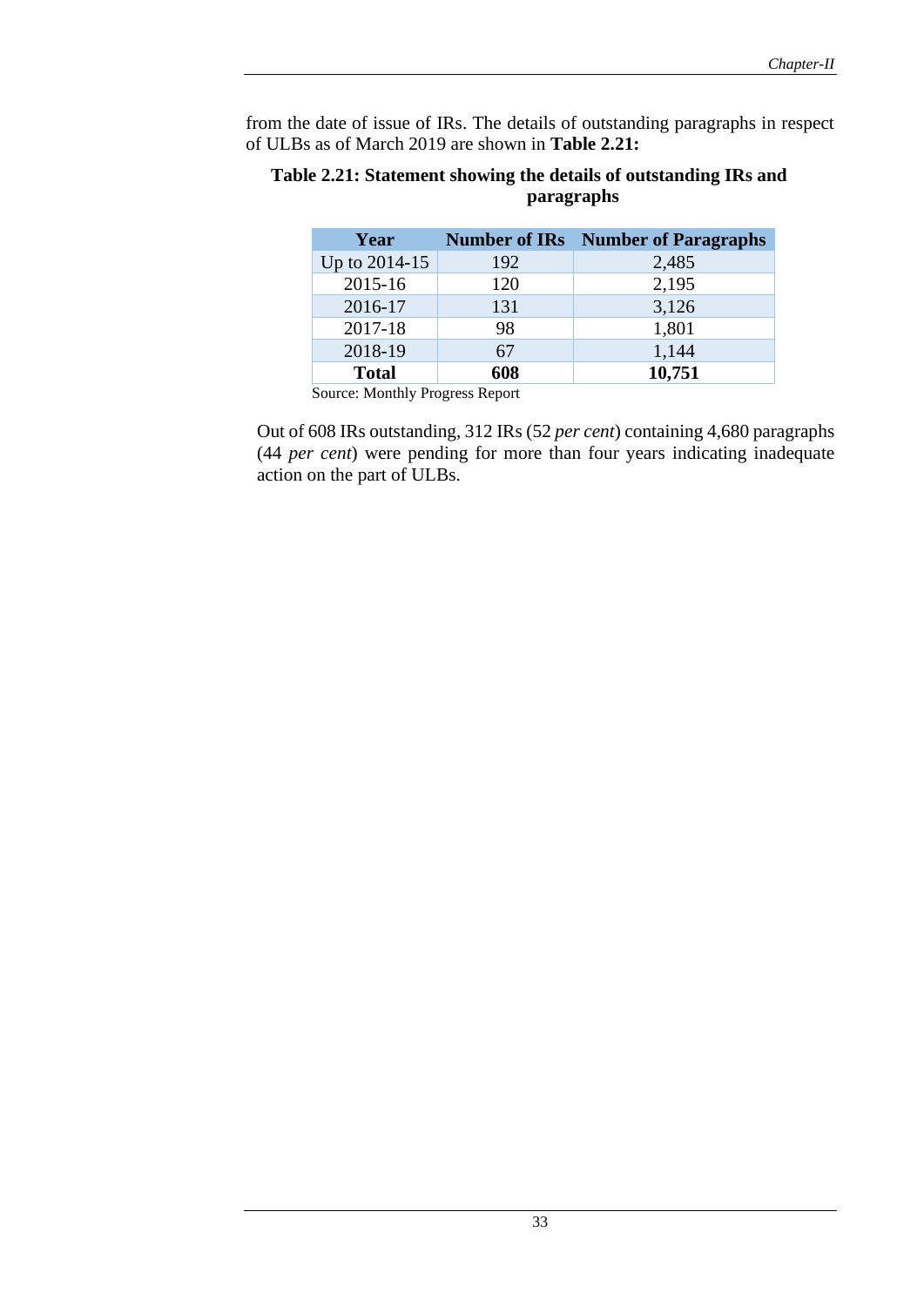from the date of issue of IRs. The details of outstanding paragraphs in respect of ULBs as of March 2019 are shown in **Table 2.21:**

**Table 2.21: Statement showing the details of outstanding IRs and paragraphs**

| Year | Number of IRs | Number of Paragraphs |
|---|---|---|
| Up to 2014-15 | 192 | 2,485 |
| 2015-16 | 120 | 2,195 |
| 2016-17 | 131 | 3,126 |
| 2017-18 | 98 | 1,801 |
| 2018-19 | 67 | 1,144 |
| **Total** | **608** | **10,751** |

Source: Monthly Progress Report

Out of 608 IRs outstanding, 312 IRs (52 *per cent*) containing 4,680 paragraphs (44 *per cent*) were pending for more than four years indicating inadequate action on the part of ULBs.